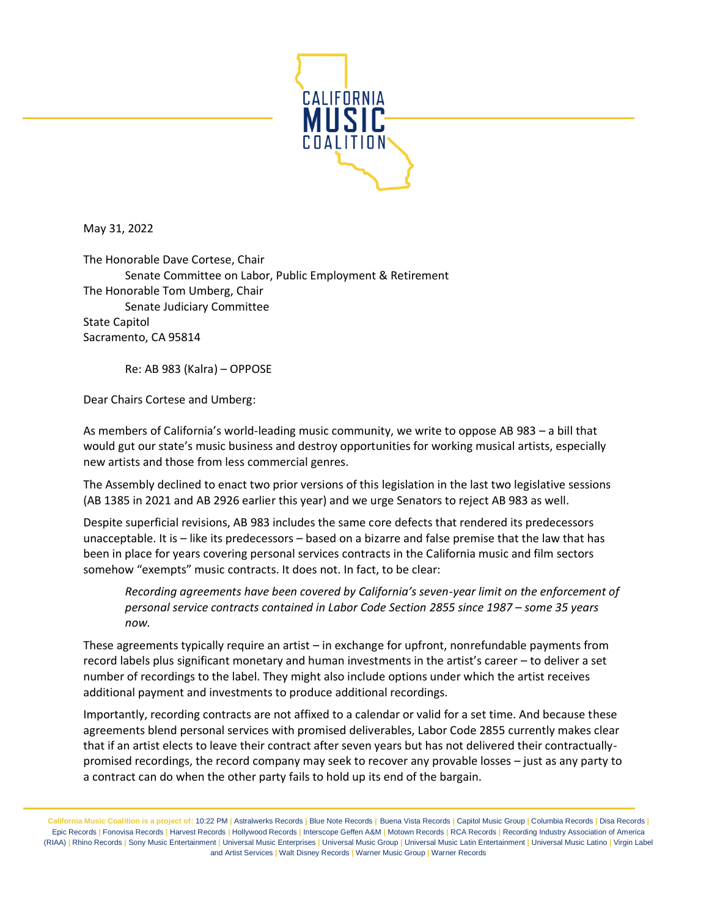CALIFORNIA MUSIC COALITION

May 31, 2022

The Honorable Dave Cortese, Chair
Senate Committee on Labor, Public Employment & Retirement
The Honorable Tom Umberg, Chair
Senate Judiciary Committee
State Capitol
Sacramento, CA 95814

Re: AB 983 (Kalra) – OPPOSE

Dear Chairs Cortese and Umberg:

As members of California's world-leading music community, we write to oppose AB 983 – a bill that would gut our state's music business and destroy opportunities for working musical artists, especially new artists and those from less commercial genres.

The Assembly declined to enact two prior versions of this legislation in the last two legislative sessions (AB 1385 in 2021 and AB 2926 earlier this year) and we urge Senators to reject AB 983 as well.

Despite superficial revisions, AB 983 includes the same core defects that rendered its predecessors unacceptable. It is – like its predecessors – based on a bizarre and false premise that the law that has been in place for years covering personal services contracts in the California music and film sectors somehow "exempts" music contracts. It does not. In fact, to be clear:

> *Recording agreements have been covered by California's seven-year limit on the enforcement of personal service contracts contained in Labor Code Section 2855 since 1987 – some 35 years now.*

These agreements typically require an artist – in exchange for upfront, nonrefundable payments from record labels plus significant monetary and human investments in the artist's career – to deliver a set number of recordings to the label. They might also include options under which the artist receives additional payment and investments to produce additional recordings.

Importantly, recording contracts are not affixed to a calendar or valid for a set time. And because these agreements blend personal services with promised deliverables, Labor Code 2855 currently makes clear that if an artist elects to leave their contract after seven years but has not delivered their contractually-promised recordings, the record company may seek to recover any provable losses – just as any party to a contract can do when the other party fails to hold up its end of the bargain.

**California Music Coalition is a project of:** 10:22 PM | Astralwerks Records | Blue Note Records | Buena Vista Records | Capitol Music Group | Columbia Records | Disa Records | Epic Records | Fonovisa Records | Harvest Records | Hollywood Records | Interscope Geffen A&M | Motown Records | RCA Records | Recording Industry Association of America (RIAA) | Rhino Records | Sony Music Entertainment | Universal Music Enterprises | Universal Music Group | Universal Music Latin Entertainment | Universal Music Latino | Virgin Label and Artist Services | Walt Disney Records | Warner Music Group | Warner Records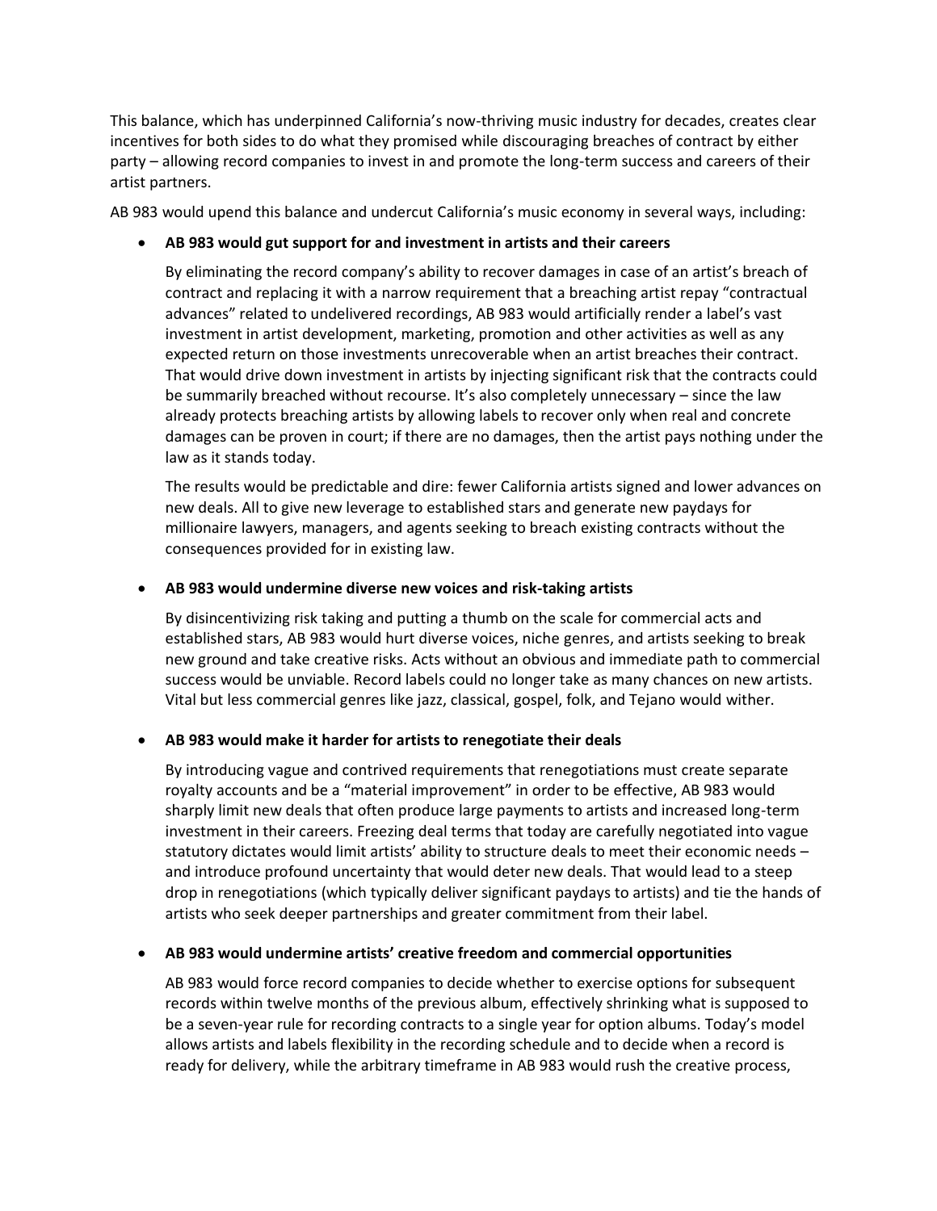This balance, which has underpinned California's now-thriving music industry for decades, creates clear incentives for both sides to do what they promised while discouraging breaches of contract by either party – allowing record companies to invest in and promote the long-term success and careers of their artist partners.

AB 983 would upend this balance and undercut California's music economy in several ways, including:

- **AB 983 would gut support for and investment in artists and their careers**

  By eliminating the record company's ability to recover damages in case of an artist's breach of contract and replacing it with a narrow requirement that a breaching artist repay "contractual advances" related to undelivered recordings, AB 983 would artificially render a label's vast investment in artist development, marketing, promotion and other activities as well as any expected return on those investments unrecoverable when an artist breaches their contract. That would drive down investment in artists by injecting significant risk that the contracts could be summarily breached without recourse. It's also completely unnecessary – since the law already protects breaching artists by allowing labels to recover only when real and concrete damages can be proven in court; if there are no damages, then the artist pays nothing under the law as it stands today.

  The results would be predictable and dire: fewer California artists signed and lower advances on new deals. All to give new leverage to established stars and generate new paydays for millionaire lawyers, managers, and agents seeking to breach existing contracts without the consequences provided for in existing law.

- **AB 983 would undermine diverse new voices and risk-taking artists**

  By disincentivizing risk taking and putting a thumb on the scale for commercial acts and established stars, AB 983 would hurt diverse voices, niche genres, and artists seeking to break new ground and take creative risks. Acts without an obvious and immediate path to commercial success would be unviable. Record labels could no longer take as many chances on new artists. Vital but less commercial genres like jazz, classical, gospel, folk, and Tejano would wither.

- **AB 983 would make it harder for artists to renegotiate their deals**

  By introducing vague and contrived requirements that renegotiations must create separate royalty accounts and be a "material improvement" in order to be effective, AB 983 would sharply limit new deals that often produce large payments to artists and increased long-term investment in their careers. Freezing deal terms that today are carefully negotiated into vague statutory dictates would limit artists' ability to structure deals to meet their economic needs – and introduce profound uncertainty that would deter new deals. That would lead to a steep drop in renegotiations (which typically deliver significant paydays to artists) and tie the hands of artists who seek deeper partnerships and greater commitment from their label.

- **AB 983 would undermine artists' creative freedom and commercial opportunities**

  AB 983 would force record companies to decide whether to exercise options for subsequent records within twelve months of the previous album, effectively shrinking what is supposed to be a seven-year rule for recording contracts to a single year for option albums. Today's model allows artists and labels flexibility in the recording schedule and to decide when a record is ready for delivery, while the arbitrary timeframe in AB 983 would rush the creative process,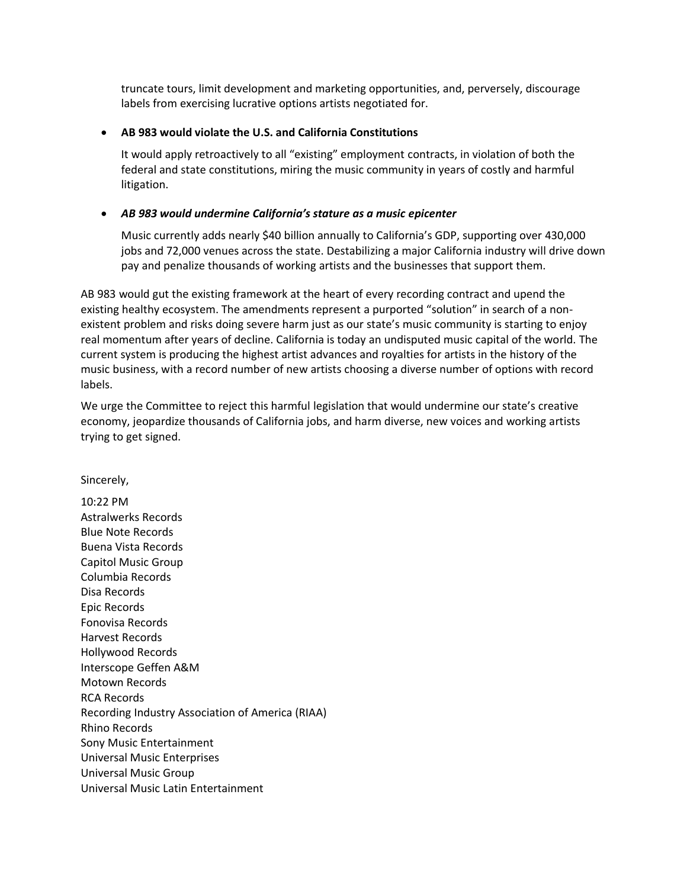truncate tours, limit development and marketing opportunities, and, perversely, discourage labels from exercising lucrative options artists negotiated for.

- **AB 983 would violate the U.S. and California Constitutions**

  It would apply retroactively to all "existing" employment contracts, in violation of both the federal and state constitutions, miring the music community in years of costly and harmful litigation.

- ***AB 983 would undermine California's stature as a music epicenter***

  Music currently adds nearly $40 billion annually to California's GDP, supporting over 430,000 jobs and 72,000 venues across the state. Destabilizing a major California industry will drive down pay and penalize thousands of working artists and the businesses that support them.

AB 983 would gut the existing framework at the heart of every recording contract and upend the existing healthy ecosystem. The amendments represent a purported "solution" in search of a non-existent problem and risks doing severe harm just as our state's music community is starting to enjoy real momentum after years of decline. California is today an undisputed music capital of the world. The current system is producing the highest artist advances and royalties for artists in the history of the music business, with a record number of new artists choosing a diverse number of options with record labels.

We urge the Committee to reject this harmful legislation that would undermine our state's creative economy, jeopardize thousands of California jobs, and harm diverse, new voices and working artists trying to get signed.

Sincerely,

10:22 PM
Astralwerks Records
Blue Note Records
Buena Vista Records
Capitol Music Group
Columbia Records
Disa Records
Epic Records
Fonovisa Records
Harvest Records
Hollywood Records
Interscope Geffen A&M
Motown Records
RCA Records
Recording Industry Association of America (RIAA)
Rhino Records
Sony Music Entertainment
Universal Music Enterprises
Universal Music Group
Universal Music Latin Entertainment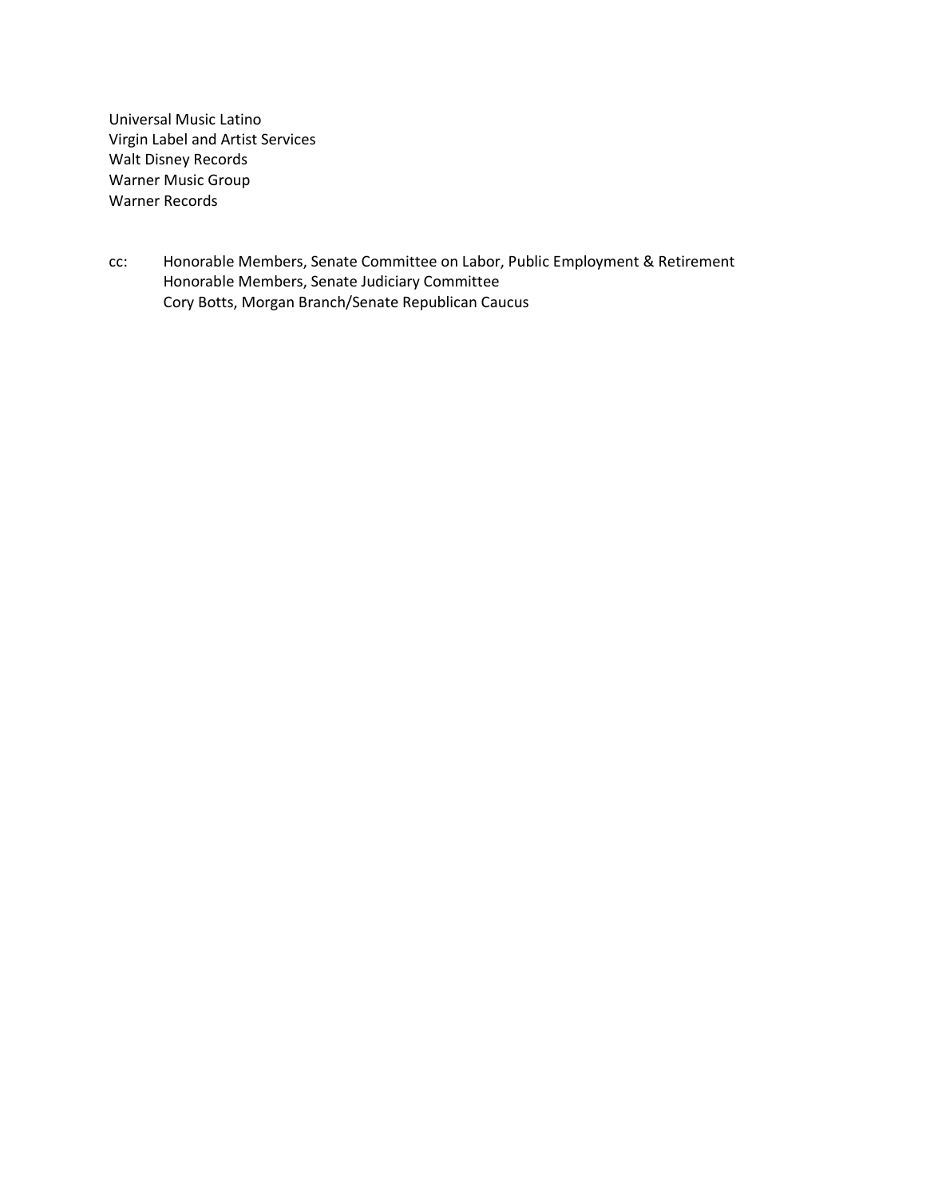Universal Music Latino
Virgin Label and Artist Services
Walt Disney Records
Warner Music Group
Warner Records

cc: Honorable Members, Senate Committee on Labor, Public Employment & Retirement
Honorable Members, Senate Judiciary Committee
Cory Botts, Morgan Branch/Senate Republican Caucus